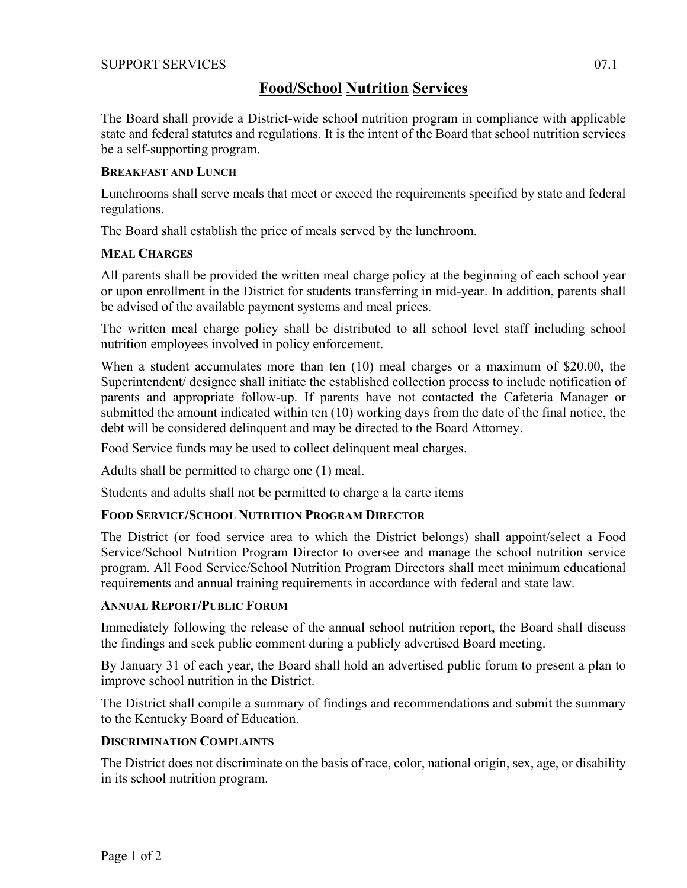# Food/School Nutrition Services

The Board shall provide a District-wide school nutrition program in compliance with applicable state and federal statutes and regulations. It is the intent of the Board that school nutrition services be a self-supporting program.

## Breakfast and Lunch

Lunchrooms shall serve meals that meet or exceed the requirements specified by state and federal regulations.

The Board shall establish the price of meals served by the lunchroom.

## Meal Charges

All parents shall be provided the written meal charge policy at the beginning of each school year or upon enrollment in the District for students transferring in mid-year. In addition, parents shall be advised of the available payment systems and meal prices.

The written meal charge policy shall be distributed to all school level staff including school nutrition employees involved in policy enforcement.

When a student accumulates more than ten (10) meal charges or a maximum of $20.00, the Superintendent/ designee shall initiate the established collection process to include notification of parents and appropriate follow-up. If parents have not contacted the Cafeteria Manager or submitted the amount indicated within ten (10) working days from the date of the final notice, the debt will be considered delinquent and may be directed to the Board Attorney.

Food Service funds may be used to collect delinquent meal charges.

Adults shall be permitted to charge one (1) meal.

Students and adults shall not be permitted to charge a la carte items

## Food Service/School Nutrition Program Director

The District (or food service area to which the District belongs) shall appoint/select a Food Service/School Nutrition Program Director to oversee and manage the school nutrition service program. All Food Service/School Nutrition Program Directors shall meet minimum educational requirements and annual training requirements in accordance with federal and state law.

## Annual Report/Public Forum

Immediately following the release of the annual school nutrition report, the Board shall discuss the findings and seek public comment during a publicly advertised Board meeting.

By January 31 of each year, the Board shall hold an advertised public forum to present a plan to improve school nutrition in the District.

The District shall compile a summary of findings and recommendations and submit the summary to the Kentucky Board of Education.

## Discrimination Complaints

The District does not discriminate on the basis of race, color, national origin, sex, age, or disability in its school nutrition program.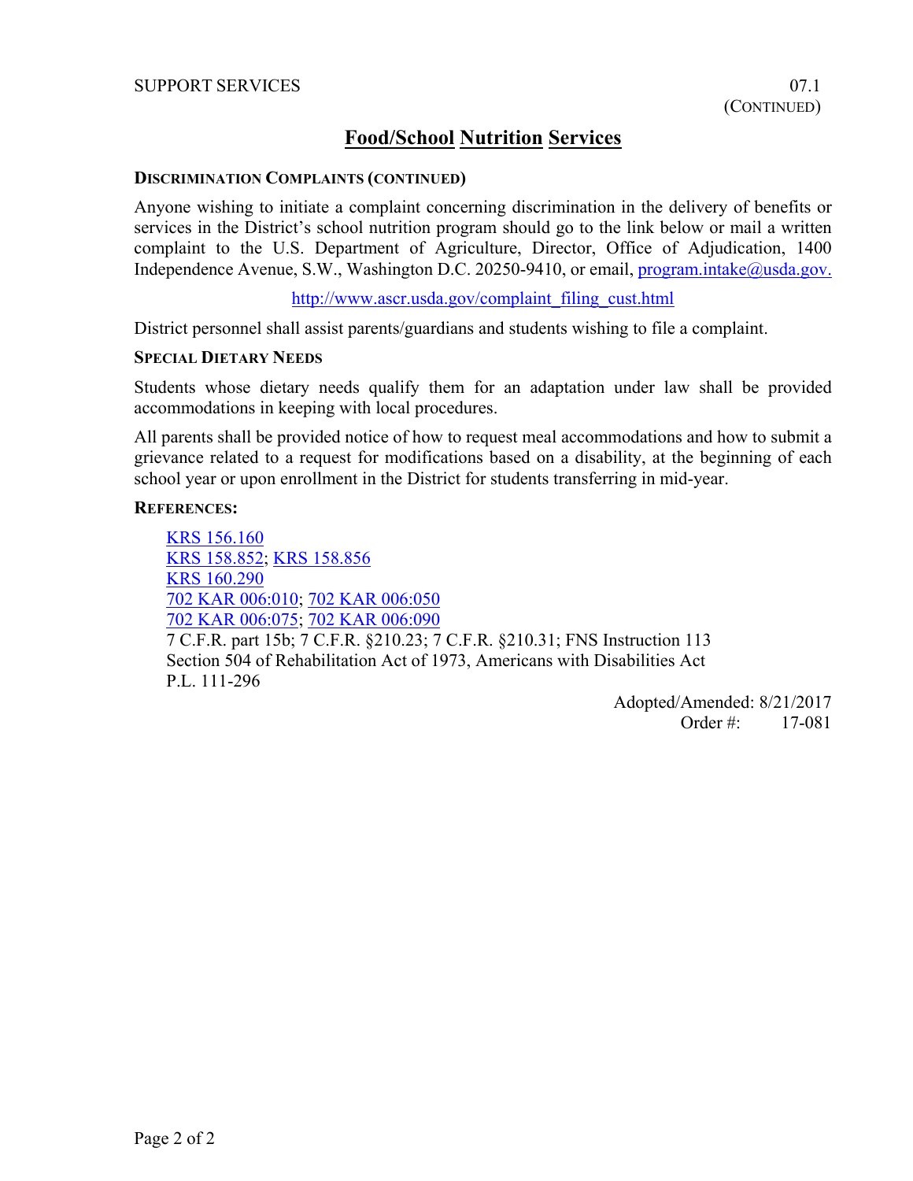# Food/School Nutrition Services

#### DISCRIMINATION COMPLAINTS (CONTINUED)

Anyone wishing to initiate a complaint concerning discrimination in the delivery of benefits or services in the District's school nutrition program should go to the link below or mail a written complaint to the U.S. Department of Agriculture, Director, Office of Adjudication, 1400 Independence Avenue, S.W., Washington D.C. 20250-9410, or email, program.intake@usda.gov.

http://www.ascr.usda.gov/complaint_filing_cust.html

District personnel shall assist parents/guardians and students wishing to file a complaint.

#### SPECIAL DIETARY NEEDS

Students whose dietary needs qualify them for an adaptation under law shall be provided accommodations in keeping with local procedures.

All parents shall be provided notice of how to request meal accommodations and how to submit a grievance related to a request for modifications based on a disability, at the beginning of each school year or upon enrollment in the District for students transferring in mid-year.

#### REFERENCES:

KRS 156.160
KRS 158.852; KRS 158.856
KRS 160.290
702 KAR 006:010; 702 KAR 006:050
702 KAR 006:075; 702 KAR 006:090
7 C.F.R. part 15b; 7 C.F.R. §210.23; 7 C.F.R. §210.31; FNS Instruction 113
Section 504 of Rehabilitation Act of 1973, Americans with Disabilities Act
P.L. 111-296

Adopted/Amended: 8/21/2017
Order #: 17-081